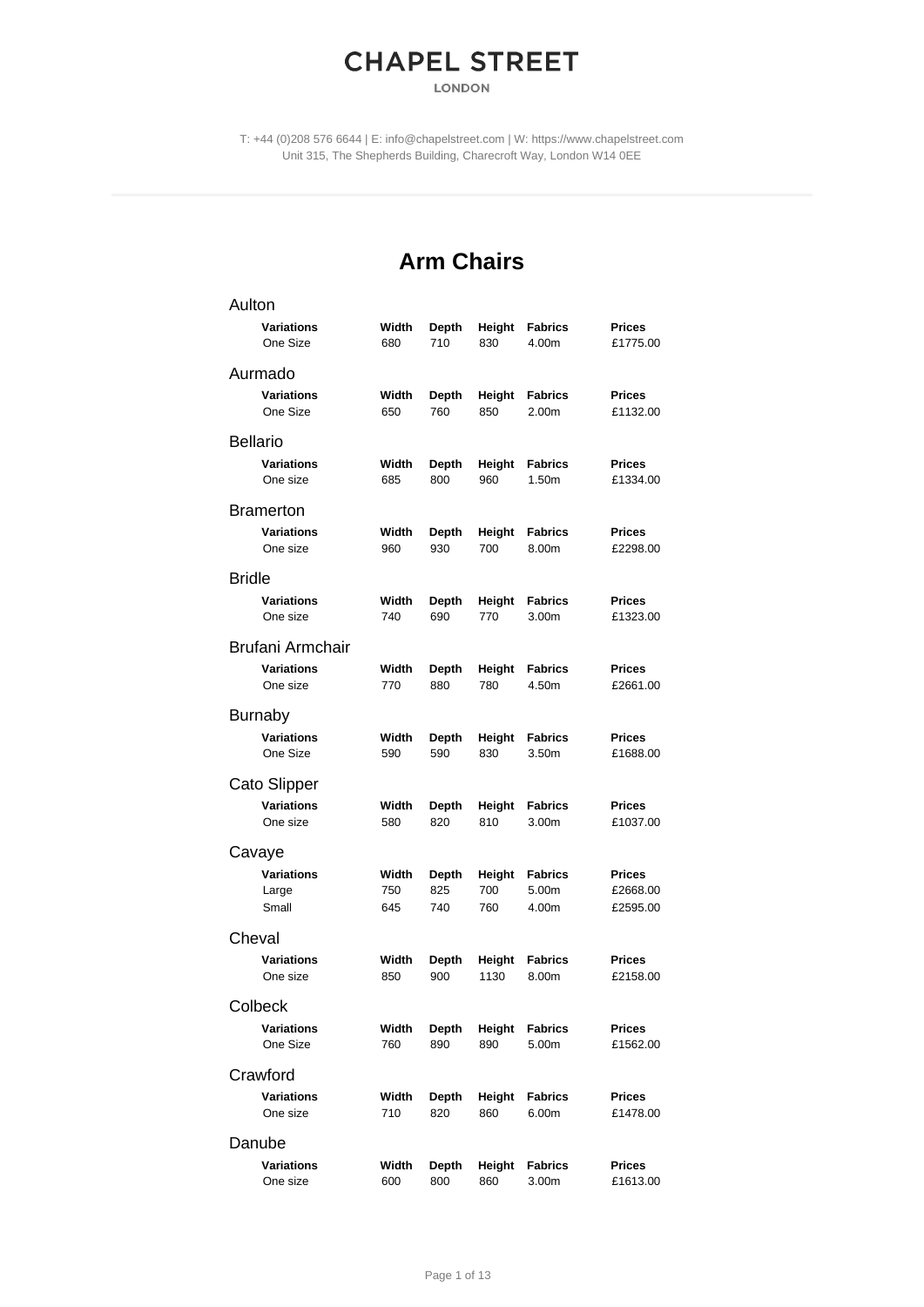# CHAPEL STREET

LONDON

T: +44 (0)208 576 6644 | E: info@chapelstreet.com | W: https://www.chapelstreet.com
Unit 315, The Shepherds Building, Charecroft Way, London W14 0EE

## Arm Chairs

### Aulton

| Variations | Width | Depth | Height | Fabrics | Prices |
|---|---|---|---|---|---|
| One Size | 680 | 710 | 830 | 4.00m | £1775.00 |

### Aurmado

| Variations | Width | Depth | Height | Fabrics | Prices |
|---|---|---|---|---|---|
| One Size | 650 | 760 | 850 | 2.00m | £1132.00 |

### Bellario

| Variations | Width | Depth | Height | Fabrics | Prices |
|---|---|---|---|---|---|
| One size | 685 | 800 | 960 | 1.50m | £1334.00 |

### Bramerton

| Variations | Width | Depth | Height | Fabrics | Prices |
|---|---|---|---|---|---|
| One size | 960 | 930 | 700 | 8.00m | £2298.00 |

### Bridle

| Variations | Width | Depth | Height | Fabrics | Prices |
|---|---|---|---|---|---|
| One size | 740 | 690 | 770 | 3.00m | £1323.00 |

### Brufani Armchair

| Variations | Width | Depth | Height | Fabrics | Prices |
|---|---|---|---|---|---|
| One size | 770 | 880 | 780 | 4.50m | £2661.00 |

### Burnaby

| Variations | Width | Depth | Height | Fabrics | Prices |
|---|---|---|---|---|---|
| One Size | 590 | 590 | 830 | 3.50m | £1688.00 |

### Cato Slipper

| Variations | Width | Depth | Height | Fabrics | Prices |
|---|---|---|---|---|---|
| One size | 580 | 820 | 810 | 3.00m | £1037.00 |

### Cavaye

| Variations | Width | Depth | Height | Fabrics | Prices |
|---|---|---|---|---|---|
| Large | 750 | 825 | 700 | 5.00m | £2668.00 |
| Small | 645 | 740 | 760 | 4.00m | £2595.00 |

### Cheval

| Variations | Width | Depth | Height | Fabrics | Prices |
|---|---|---|---|---|---|
| One size | 850 | 900 | 1130 | 8.00m | £2158.00 |

### Colbeck

| Variations | Width | Depth | Height | Fabrics | Prices |
|---|---|---|---|---|---|
| One Size | 760 | 890 | 890 | 5.00m | £1562.00 |

### Crawford

| Variations | Width | Depth | Height | Fabrics | Prices |
|---|---|---|---|---|---|
| One size | 710 | 820 | 860 | 6.00m | £1478.00 |

### Danube

| Variations | Width | Depth | Height | Fabrics | Prices |
|---|---|---|---|---|---|
| One size | 600 | 800 | 860 | 3.00m | £1613.00 |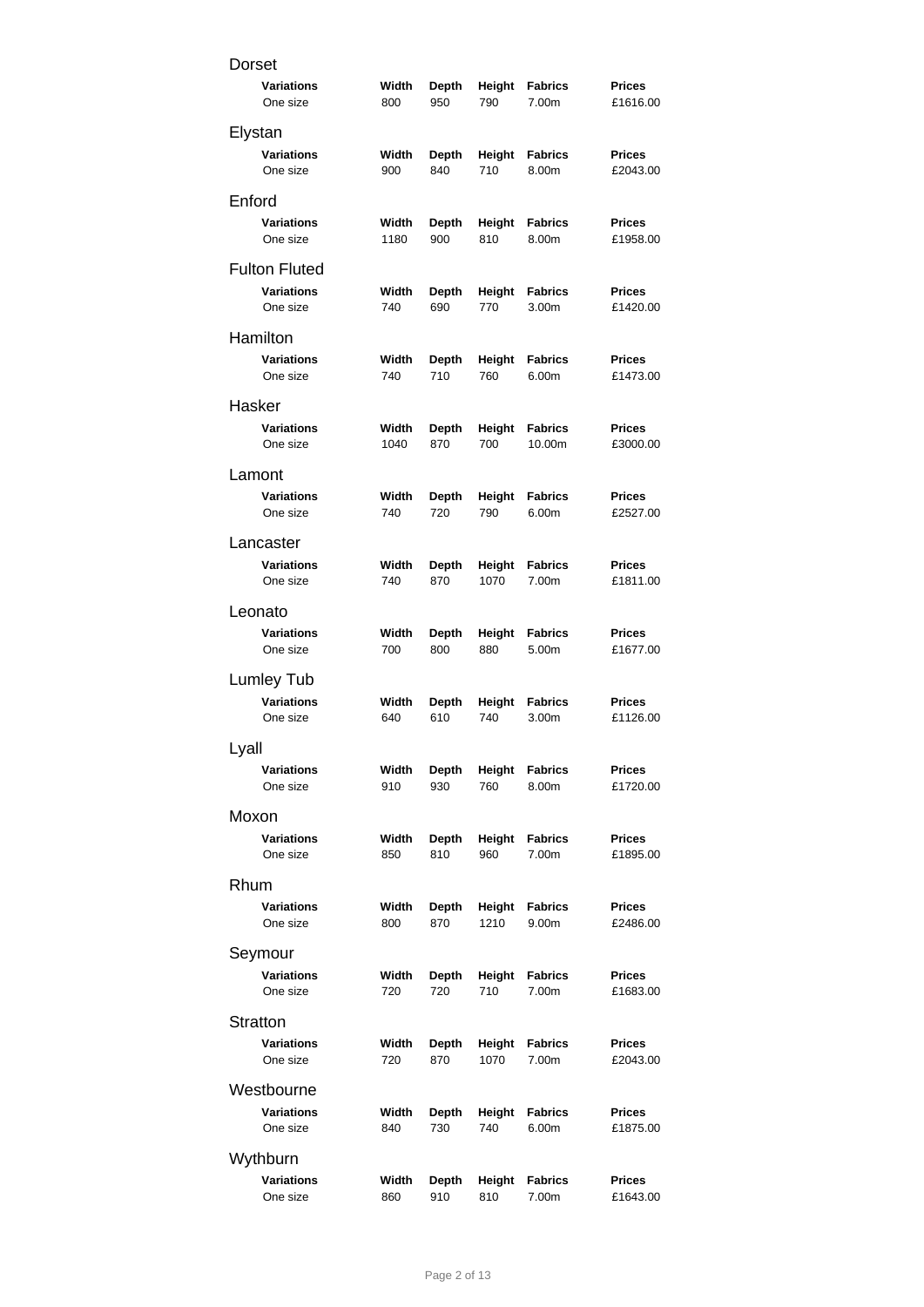## Dorset

| Variations | Width | Depth | Height | Fabrics | Prices |
|---|---|---|---|---|---|
| One size | 800 | 950 | 790 | 7.00m | £1616.00 |

## Elystan

| Variations | Width | Depth | Height | Fabrics | Prices |
|---|---|---|---|---|---|
| One size | 900 | 840 | 710 | 8.00m | £2043.00 |

## Enford

| Variations | Width | Depth | Height | Fabrics | Prices |
|---|---|---|---|---|---|
| One size | 1180 | 900 | 810 | 8.00m | £1958.00 |

## Fulton Fluted

| Variations | Width | Depth | Height | Fabrics | Prices |
|---|---|---|---|---|---|
| One size | 740 | 690 | 770 | 3.00m | £1420.00 |

## Hamilton

| Variations | Width | Depth | Height | Fabrics | Prices |
|---|---|---|---|---|---|
| One size | 740 | 710 | 760 | 6.00m | £1473.00 |

## Hasker

| Variations | Width | Depth | Height | Fabrics | Prices |
|---|---|---|---|---|---|
| One size | 1040 | 870 | 700 | 10.00m | £3000.00 |

## Lamont

| Variations | Width | Depth | Height | Fabrics | Prices |
|---|---|---|---|---|---|
| One size | 740 | 720 | 790 | 6.00m | £2527.00 |

## Lancaster

| Variations | Width | Depth | Height | Fabrics | Prices |
|---|---|---|---|---|---|
| One size | 740 | 870 | 1070 | 7.00m | £1811.00 |

## Leonato

| Variations | Width | Depth | Height | Fabrics | Prices |
|---|---|---|---|---|---|
| One size | 700 | 800 | 880 | 5.00m | £1677.00 |

## Lumley Tub

| Variations | Width | Depth | Height | Fabrics | Prices |
|---|---|---|---|---|---|
| One size | 640 | 610 | 740 | 3.00m | £1126.00 |

## Lyall

| Variations | Width | Depth | Height | Fabrics | Prices |
|---|---|---|---|---|---|
| One size | 910 | 930 | 760 | 8.00m | £1720.00 |

## Moxon

| Variations | Width | Depth | Height | Fabrics | Prices |
|---|---|---|---|---|---|
| One size | 850 | 810 | 960 | 7.00m | £1895.00 |

## Rhum

| Variations | Width | Depth | Height | Fabrics | Prices |
|---|---|---|---|---|---|
| One size | 800 | 870 | 1210 | 9.00m | £2486.00 |

## Seymour

| Variations | Width | Depth | Height | Fabrics | Prices |
|---|---|---|---|---|---|
| One size | 720 | 720 | 710 | 7.00m | £1683.00 |

## Stratton

| Variations | Width | Depth | Height | Fabrics | Prices |
|---|---|---|---|---|---|
| One size | 720 | 870 | 1070 | 7.00m | £2043.00 |

## Westbourne

| Variations | Width | Depth | Height | Fabrics | Prices |
|---|---|---|---|---|---|
| One size | 840 | 730 | 740 | 6.00m | £1875.00 |

## Wythburn

| Variations | Width | Depth | Height | Fabrics | Prices |
|---|---|---|---|---|---|
| One size | 860 | 910 | 810 | 7.00m | £1643.00 |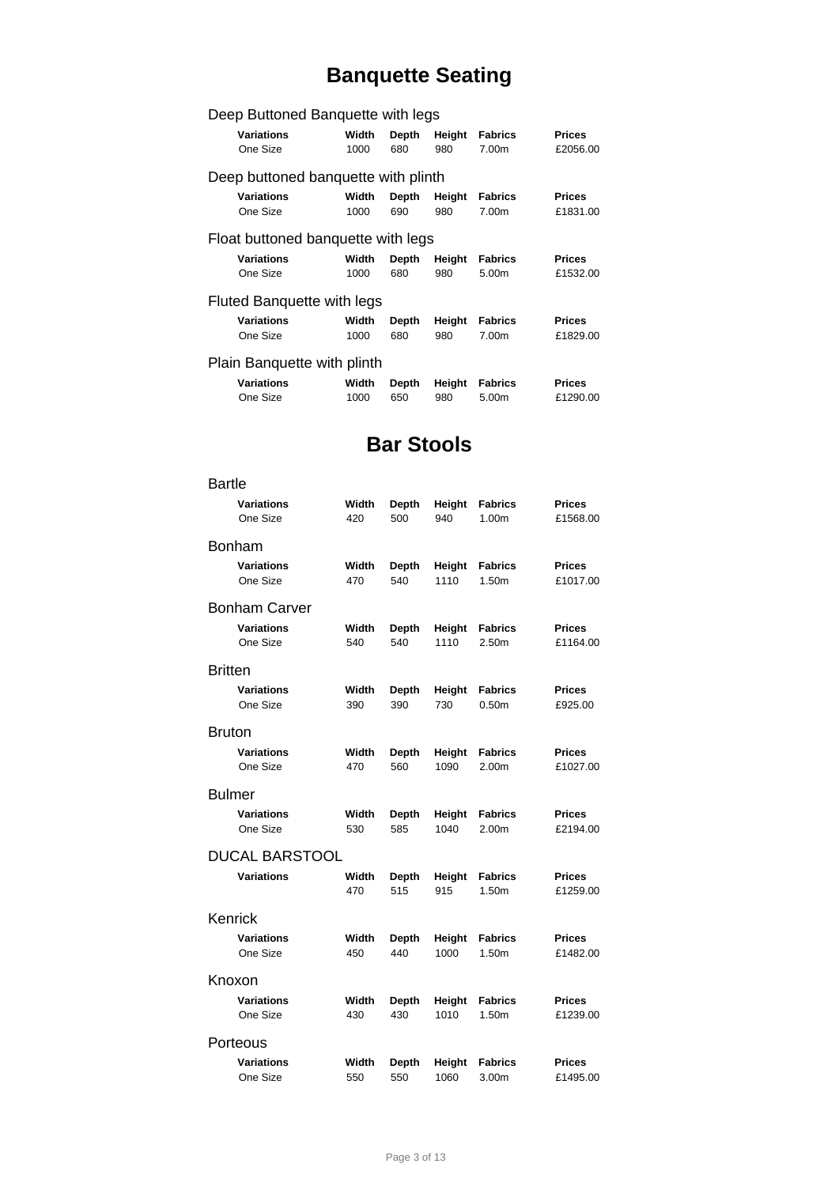# Banquette Seating

### Deep Buttoned Banquette with legs

| Variations | Width | Depth | Height | Fabrics | Prices |
| --- | --- | --- | --- | --- | --- |
| One Size | 1000 | 680 | 980 | 7.00m | £2056.00 |

### Deep buttoned banquette with plinth

| Variations | Width | Depth | Height | Fabrics | Prices |
| --- | --- | --- | --- | --- | --- |
| One Size | 1000 | 690 | 980 | 7.00m | £1831.00 |

### Float buttoned banquette with legs

| Variations | Width | Depth | Height | Fabrics | Prices |
| --- | --- | --- | --- | --- | --- |
| One Size | 1000 | 680 | 980 | 5.00m | £1532.00 |

### Fluted Banquette with legs

| Variations | Width | Depth | Height | Fabrics | Prices |
| --- | --- | --- | --- | --- | --- |
| One Size | 1000 | 680 | 980 | 7.00m | £1829.00 |

### Plain Banquette with plinth

| Variations | Width | Depth | Height | Fabrics | Prices |
| --- | --- | --- | --- | --- | --- |
| One Size | 1000 | 650 | 980 | 5.00m | £1290.00 |

# Bar Stools

### Bartle

| Variations | Width | Depth | Height | Fabrics | Prices |
| --- | --- | --- | --- | --- | --- |
| One Size | 420 | 500 | 940 | 1.00m | £1568.00 |

### Bonham

| Variations | Width | Depth | Height | Fabrics | Prices |
| --- | --- | --- | --- | --- | --- |
| One Size | 470 | 540 | 1110 | 1.50m | £1017.00 |

### Bonham Carver

| Variations | Width | Depth | Height | Fabrics | Prices |
| --- | --- | --- | --- | --- | --- |
| One Size | 540 | 540 | 1110 | 2.50m | £1164.00 |

### Britten

| Variations | Width | Depth | Height | Fabrics | Prices |
| --- | --- | --- | --- | --- | --- |
| One Size | 390 | 390 | 730 | 0.50m | £925.00 |

### Bruton

| Variations | Width | Depth | Height | Fabrics | Prices |
| --- | --- | --- | --- | --- | --- |
| One Size | 470 | 560 | 1090 | 2.00m | £1027.00 |

### Bulmer

| Variations | Width | Depth | Height | Fabrics | Prices |
| --- | --- | --- | --- | --- | --- |
| One Size | 530 | 585 | 1040 | 2.00m | £2194.00 |

### DUCAL BARSTOOL

| Variations | Width | Depth | Height | Fabrics | Prices |
| --- | --- | --- | --- | --- | --- |
| | 470 | 515 | 915 | 1.50m | £1259.00 |

### Kenrick

| Variations | Width | Depth | Height | Fabrics | Prices |
| --- | --- | --- | --- | --- | --- |
| One Size | 450 | 440 | 1000 | 1.50m | £1482.00 |

### Knoxon

| Variations | Width | Depth | Height | Fabrics | Prices |
| --- | --- | --- | --- | --- | --- |
| One Size | 430 | 430 | 1010 | 1.50m | £1239.00 |

### Porteous

| Variations | Width | Depth | Height | Fabrics | Prices |
| --- | --- | --- | --- | --- | --- |
| One Size | 550 | 550 | 1060 | 3.00m | £1495.00 |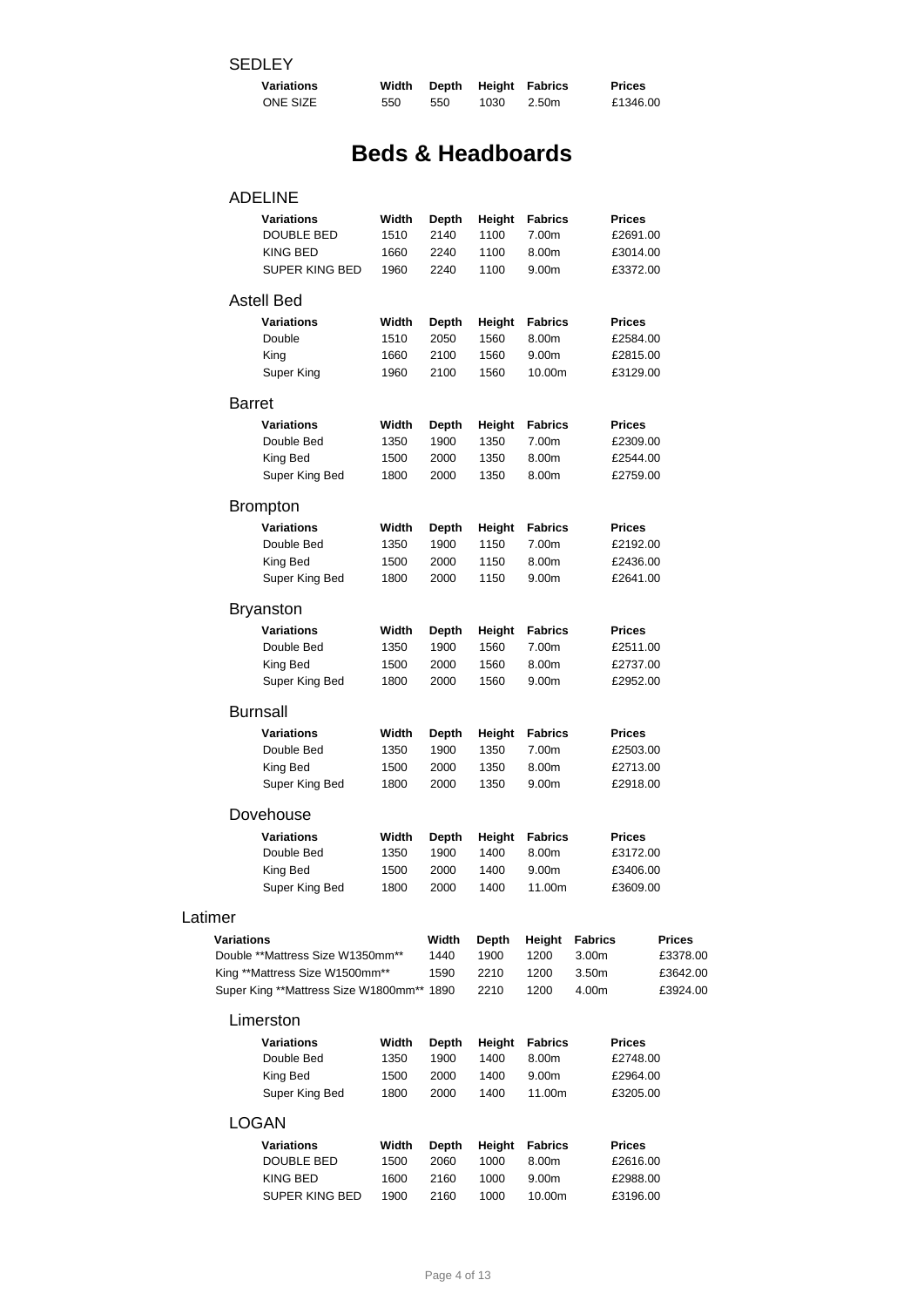SEDLEY

| Variations | Width | Depth | Height | Fabrics | Prices |
|---|---|---|---|---|---|
| ONE SIZE | 550 | 550 | 1030 | 2.50m | £1346.00 |

# Beds & Headboards

ADELINE

| Variations | Width | Depth | Height | Fabrics | Prices |
|---|---|---|---|---|---|
| DOUBLE BED | 1510 | 2140 | 1100 | 7.00m | £2691.00 |
| KING BED | 1660 | 2240 | 1100 | 8.00m | £3014.00 |
| SUPER KING BED | 1960 | 2240 | 1100 | 9.00m | £3372.00 |

Astell Bed

| Variations | Width | Depth | Height | Fabrics | Prices |
|---|---|---|---|---|---|
| Double | 1510 | 2050 | 1560 | 8.00m | £2584.00 |
| King | 1660 | 2100 | 1560 | 9.00m | £2815.00 |
| Super King | 1960 | 2100 | 1560 | 10.00m | £3129.00 |

Barret

| Variations | Width | Depth | Height | Fabrics | Prices |
|---|---|---|---|---|---|
| Double Bed | 1350 | 1900 | 1350 | 7.00m | £2309.00 |
| King Bed | 1500 | 2000 | 1350 | 8.00m | £2544.00 |
| Super King Bed | 1800 | 2000 | 1350 | 8.00m | £2759.00 |

Brompton

| Variations | Width | Depth | Height | Fabrics | Prices |
|---|---|---|---|---|---|
| Double Bed | 1350 | 1900 | 1150 | 7.00m | £2192.00 |
| King Bed | 1500 | 2000 | 1150 | 8.00m | £2436.00 |
| Super King Bed | 1800 | 2000 | 1150 | 9.00m | £2641.00 |

Bryanston

| Variations | Width | Depth | Height | Fabrics | Prices |
|---|---|---|---|---|---|
| Double Bed | 1350 | 1900 | 1560 | 7.00m | £2511.00 |
| King Bed | 1500 | 2000 | 1560 | 8.00m | £2737.00 |
| Super King Bed | 1800 | 2000 | 1560 | 9.00m | £2952.00 |

Burnsall

| Variations | Width | Depth | Height | Fabrics | Prices |
|---|---|---|---|---|---|
| Double Bed | 1350 | 1900 | 1350 | 7.00m | £2503.00 |
| King Bed | 1500 | 2000 | 1350 | 8.00m | £2713.00 |
| Super King Bed | 1800 | 2000 | 1350 | 9.00m | £2918.00 |

Dovehouse

| Variations | Width | Depth | Height | Fabrics | Prices |
|---|---|---|---|---|---|
| Double Bed | 1350 | 1900 | 1400 | 8.00m | £3172.00 |
| King Bed | 1500 | 2000 | 1400 | 9.00m | £3406.00 |
| Super King Bed | 1800 | 2000 | 1400 | 11.00m | £3609.00 |

Latimer

| Variations | Width | Depth | Height | Fabrics | Prices |
|---|---|---|---|---|---|
| Double **Mattress Size W1350mm** | 1440 | 1900 | 1200 | 3.00m | £3378.00 |
| King **Mattress Size W1500mm** | 1590 | 2210 | 1200 | 3.50m | £3642.00 |
| Super King **Mattress Size W1800mm** | 1890 | 2210 | 1200 | 4.00m | £3924.00 |

Limerston

| Variations | Width | Depth | Height | Fabrics | Prices |
|---|---|---|---|---|---|
| Double Bed | 1350 | 1900 | 1400 | 8.00m | £2748.00 |
| King Bed | 1500 | 2000 | 1400 | 9.00m | £2964.00 |
| Super King Bed | 1800 | 2000 | 1400 | 11.00m | £3205.00 |

LOGAN

| Variations | Width | Depth | Height | Fabrics | Prices |
|---|---|---|---|---|---|
| DOUBLE BED | 1500 | 2060 | 1000 | 8.00m | £2616.00 |
| KING BED | 1600 | 2160 | 1000 | 9.00m | £2988.00 |
| SUPER KING BED | 1900 | 2160 | 1000 | 10.00m | £3196.00 |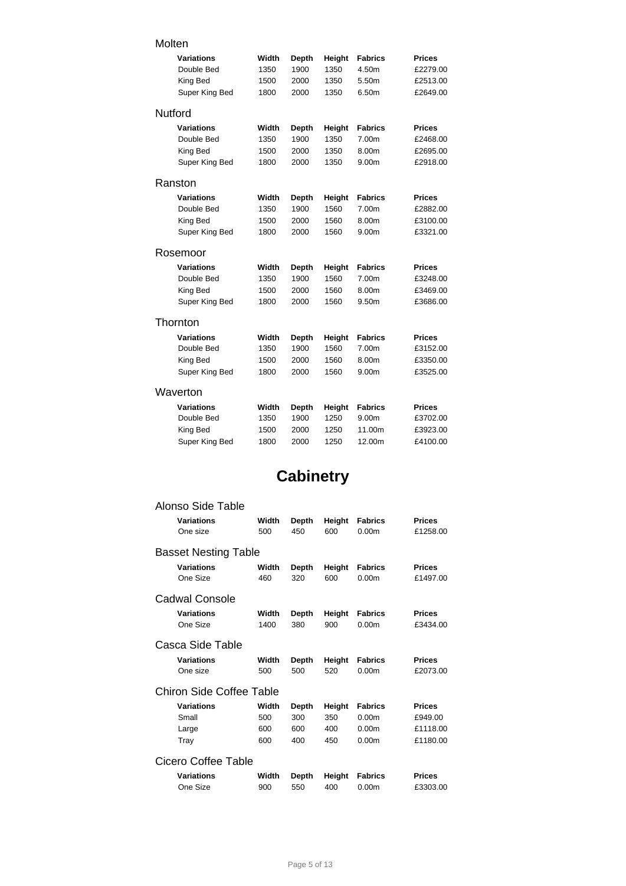### Molten

| Variations | Width | Depth | Height | Fabrics | Prices |
|---|---|---|---|---|---|
| Double Bed | 1350 | 1900 | 1350 | 4.50m | £2279.00 |
| King Bed | 1500 | 2000 | 1350 | 5.50m | £2513.00 |
| Super King Bed | 1800 | 2000 | 1350 | 6.50m | £2649.00 |

### Nutford

| Variations | Width | Depth | Height | Fabrics | Prices |
|---|---|---|---|---|---|
| Double Bed | 1350 | 1900 | 1350 | 7.00m | £2468.00 |
| King Bed | 1500 | 2000 | 1350 | 8.00m | £2695.00 |
| Super King Bed | 1800 | 2000 | 1350 | 9.00m | £2918.00 |

### Ranston

| Variations | Width | Depth | Height | Fabrics | Prices |
|---|---|---|---|---|---|
| Double Bed | 1350 | 1900 | 1560 | 7.00m | £2882.00 |
| King Bed | 1500 | 2000 | 1560 | 8.00m | £3100.00 |
| Super King Bed | 1800 | 2000 | 1560 | 9.00m | £3321.00 |

### Rosemoor

| Variations | Width | Depth | Height | Fabrics | Prices |
|---|---|---|---|---|---|
| Double Bed | 1350 | 1900 | 1560 | 7.00m | £3248.00 |
| King Bed | 1500 | 2000 | 1560 | 8.00m | £3469.00 |
| Super King Bed | 1800 | 2000 | 1560 | 9.50m | £3686.00 |

### Thornton

| Variations | Width | Depth | Height | Fabrics | Prices |
|---|---|---|---|---|---|
| Double Bed | 1350 | 1900 | 1560 | 7.00m | £3152.00 |
| King Bed | 1500 | 2000 | 1560 | 8.00m | £3350.00 |
| Super King Bed | 1800 | 2000 | 1560 | 9.00m | £3525.00 |

### Waverton

| Variations | Width | Depth | Height | Fabrics | Prices |
|---|---|---|---|---|---|
| Double Bed | 1350 | 1900 | 1250 | 9.00m | £3702.00 |
| King Bed | 1500 | 2000 | 1250 | 11.00m | £3923.00 |
| Super King Bed | 1800 | 2000 | 1250 | 12.00m | £4100.00 |

## Cabinetry

### Alonso Side Table

| Variations | Width | Depth | Height | Fabrics | Prices |
|---|---|---|---|---|---|
| One size | 500 | 450 | 600 | 0.00m | £1258.00 |

### Basset Nesting Table

| Variations | Width | Depth | Height | Fabrics | Prices |
|---|---|---|---|---|---|
| One Size | 460 | 320 | 600 | 0.00m | £1497.00 |

### Cadwal Console

| Variations | Width | Depth | Height | Fabrics | Prices |
|---|---|---|---|---|---|
| One Size | 1400 | 380 | 900 | 0.00m | £3434.00 |

### Casca Side Table

| Variations | Width | Depth | Height | Fabrics | Prices |
|---|---|---|---|---|---|
| One size | 500 | 500 | 520 | 0.00m | £2073.00 |

### Chiron Side Coffee Table

| Variations | Width | Depth | Height | Fabrics | Prices |
|---|---|---|---|---|---|
| Small | 500 | 300 | 350 | 0.00m | £949.00 |
| Large | 600 | 600 | 400 | 0.00m | £1118.00 |
| Tray | 600 | 400 | 450 | 0.00m | £1180.00 |

### Cicero Coffee Table

| Variations | Width | Depth | Height | Fabrics | Prices |
|---|---|---|---|---|---|
| One Size | 900 | 550 | 400 | 0.00m | £3303.00 |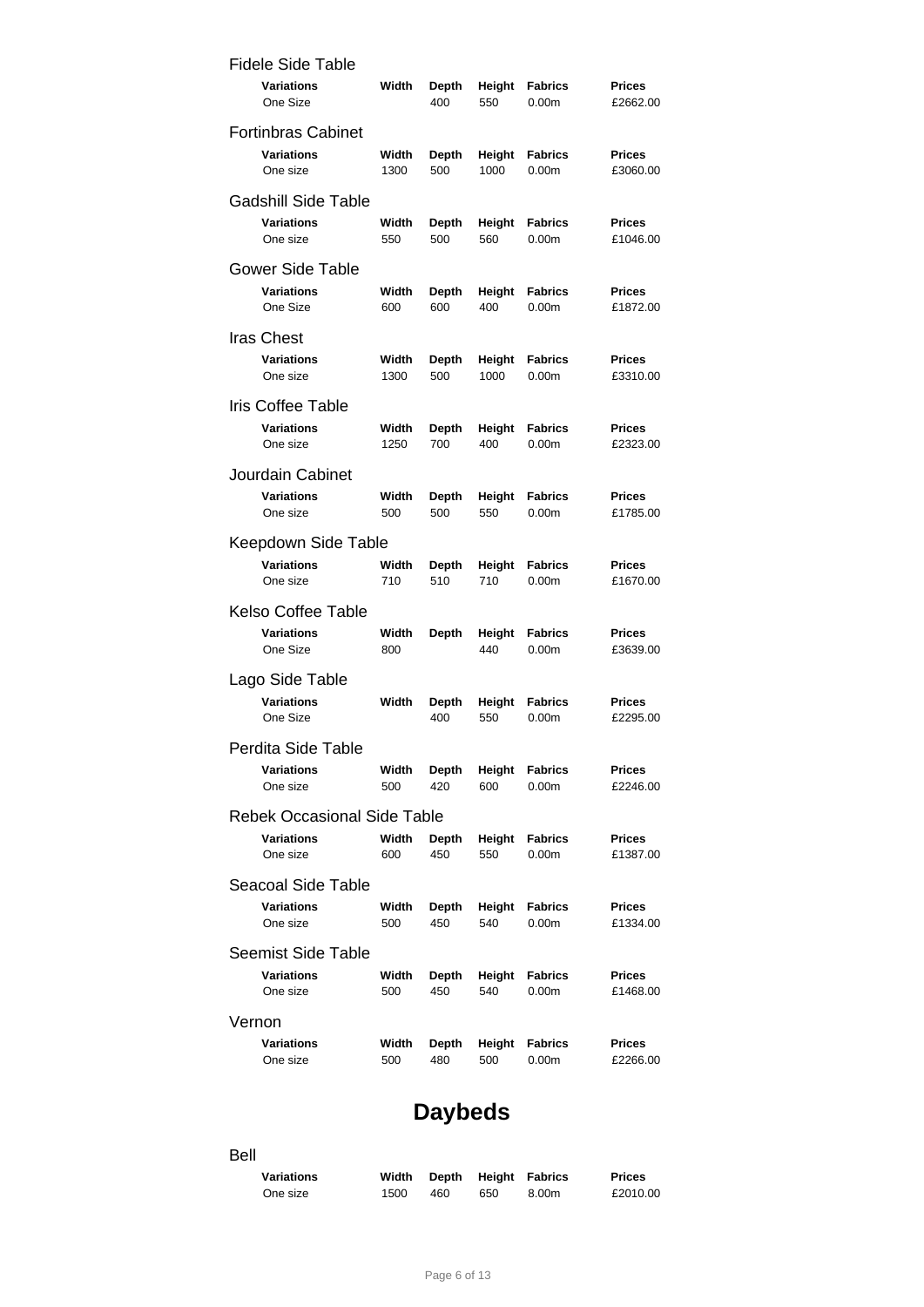### Fidele Side Table

| Variations | Width | Depth | Height | Fabrics | Prices |
|---|---|---|---|---|---|
| One Size | | 400 | 550 | 0.00m | £2662.00 |

### Fortinbras Cabinet

| Variations | Width | Depth | Height | Fabrics | Prices |
|---|---|---|---|---|---|
| One size | 1300 | 500 | 1000 | 0.00m | £3060.00 |

### Gadshill Side Table

| Variations | Width | Depth | Height | Fabrics | Prices |
|---|---|---|---|---|---|
| One size | 550 | 500 | 560 | 0.00m | £1046.00 |

### Gower Side Table

| Variations | Width | Depth | Height | Fabrics | Prices |
|---|---|---|---|---|---|
| One Size | 600 | 600 | 400 | 0.00m | £1872.00 |

### Iras Chest

| Variations | Width | Depth | Height | Fabrics | Prices |
|---|---|---|---|---|---|
| One size | 1300 | 500 | 1000 | 0.00m | £3310.00 |

### Iris Coffee Table

| Variations | Width | Depth | Height | Fabrics | Prices |
|---|---|---|---|---|---|
| One size | 1250 | 700 | 400 | 0.00m | £2323.00 |

### Jourdain Cabinet

| Variations | Width | Depth | Height | Fabrics | Prices |
|---|---|---|---|---|---|
| One size | 500 | 500 | 550 | 0.00m | £1785.00 |

### Keepdown Side Table

| Variations | Width | Depth | Height | Fabrics | Prices |
|---|---|---|---|---|---|
| One size | 710 | 510 | 710 | 0.00m | £1670.00 |

### Kelso Coffee Table

| Variations | Width | Depth | Height | Fabrics | Prices |
|---|---|---|---|---|---|
| One Size | 800 | | 440 | 0.00m | £3639.00 |

### Lago Side Table

| Variations | Width | Depth | Height | Fabrics | Prices |
|---|---|---|---|---|---|
| One Size | | 400 | 550 | 0.00m | £2295.00 |

### Perdita Side Table

| Variations | Width | Depth | Height | Fabrics | Prices |
|---|---|---|---|---|---|
| One size | 500 | 420 | 600 | 0.00m | £2246.00 |

### Rebek Occasional Side Table

| Variations | Width | Depth | Height | Fabrics | Prices |
|---|---|---|---|---|---|
| One size | 600 | 450 | 550 | 0.00m | £1387.00 |

### Seacoal Side Table

| Variations | Width | Depth | Height | Fabrics | Prices |
|---|---|---|---|---|---|
| One size | 500 | 450 | 540 | 0.00m | £1334.00 |

### Seemist Side Table

| Variations | Width | Depth | Height | Fabrics | Prices |
|---|---|---|---|---|---|
| One size | 500 | 450 | 540 | 0.00m | £1468.00 |

### Vernon

| Variations | Width | Depth | Height | Fabrics | Prices |
|---|---|---|---|---|---|
| One size | 500 | 480 | 500 | 0.00m | £2266.00 |

## Daybeds

### Bell

| Variations | Width | Depth | Height | Fabrics | Prices |
|---|---|---|---|---|---|
| One size | 1500 | 460 | 650 | 8.00m | £2010.00 |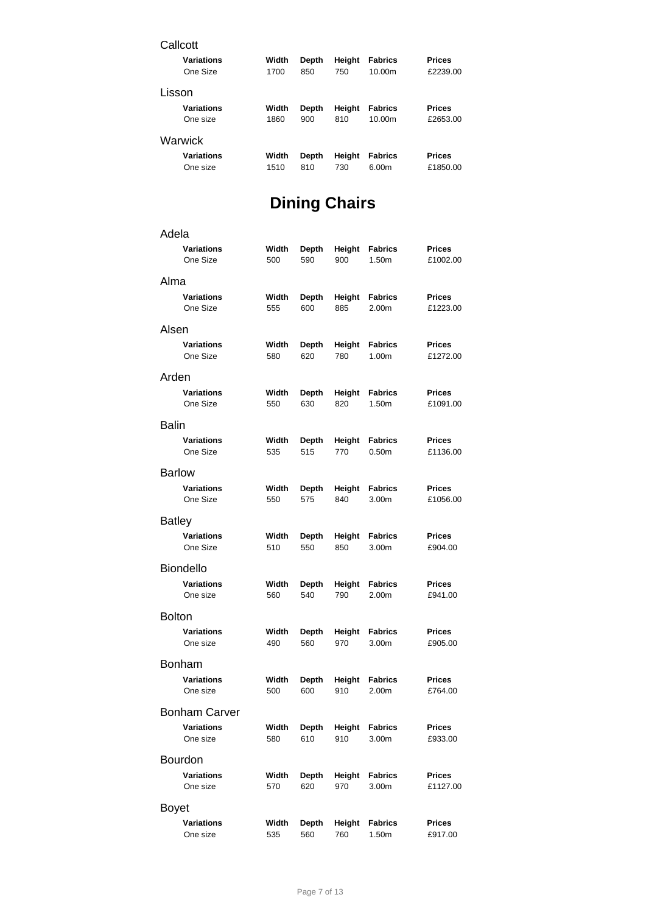### Callcott

| Variations | Width | Depth | Height | Fabrics | Prices |
|---|---|---|---|---|---|
| One Size | 1700 | 850 | 750 | 10.00m | £2239.00 |

### Lisson

| Variations | Width | Depth | Height | Fabrics | Prices |
|---|---|---|---|---|---|
| One size | 1860 | 900 | 810 | 10.00m | £2653.00 |

### Warwick

| Variations | Width | Depth | Height | Fabrics | Prices |
|---|---|---|---|---|---|
| One size | 1510 | 810 | 730 | 6.00m | £1850.00 |

# Dining Chairs

### Adela

| Variations | Width | Depth | Height | Fabrics | Prices |
|---|---|---|---|---|---|
| One Size | 500 | 590 | 900 | 1.50m | £1002.00 |

### Alma

| Variations | Width | Depth | Height | Fabrics | Prices |
|---|---|---|---|---|---|
| One Size | 555 | 600 | 885 | 2.00m | £1223.00 |

### Alsen

| Variations | Width | Depth | Height | Fabrics | Prices |
|---|---|---|---|---|---|
| One Size | 580 | 620 | 780 | 1.00m | £1272.00 |

### Arden

| Variations | Width | Depth | Height | Fabrics | Prices |
|---|---|---|---|---|---|
| One Size | 550 | 630 | 820 | 1.50m | £1091.00 |

### Balin

| Variations | Width | Depth | Height | Fabrics | Prices |
|---|---|---|---|---|---|
| One Size | 535 | 515 | 770 | 0.50m | £1136.00 |

### Barlow

| Variations | Width | Depth | Height | Fabrics | Prices |
|---|---|---|---|---|---|
| One Size | 550 | 575 | 840 | 3.00m | £1056.00 |

### Batley

| Variations | Width | Depth | Height | Fabrics | Prices |
|---|---|---|---|---|---|
| One Size | 510 | 550 | 850 | 3.00m | £904.00 |

### Biondello

| Variations | Width | Depth | Height | Fabrics | Prices |
|---|---|---|---|---|---|
| One size | 560 | 540 | 790 | 2.00m | £941.00 |

### Bolton

| Variations | Width | Depth | Height | Fabrics | Prices |
|---|---|---|---|---|---|
| One size | 490 | 560 | 970 | 3.00m | £905.00 |

### Bonham

| Variations | Width | Depth | Height | Fabrics | Prices |
|---|---|---|---|---|---|
| One size | 500 | 600 | 910 | 2.00m | £764.00 |

### Bonham Carver

| Variations | Width | Depth | Height | Fabrics | Prices |
|---|---|---|---|---|---|
| One size | 580 | 610 | 910 | 3.00m | £933.00 |

### Bourdon

| Variations | Width | Depth | Height | Fabrics | Prices |
|---|---|---|---|---|---|
| One size | 570 | 620 | 970 | 3.00m | £1127.00 |

### Boyet

| Variations | Width | Depth | Height | Fabrics | Prices |
|---|---|---|---|---|---|
| One size | 535 | 560 | 760 | 1.50m | £917.00 |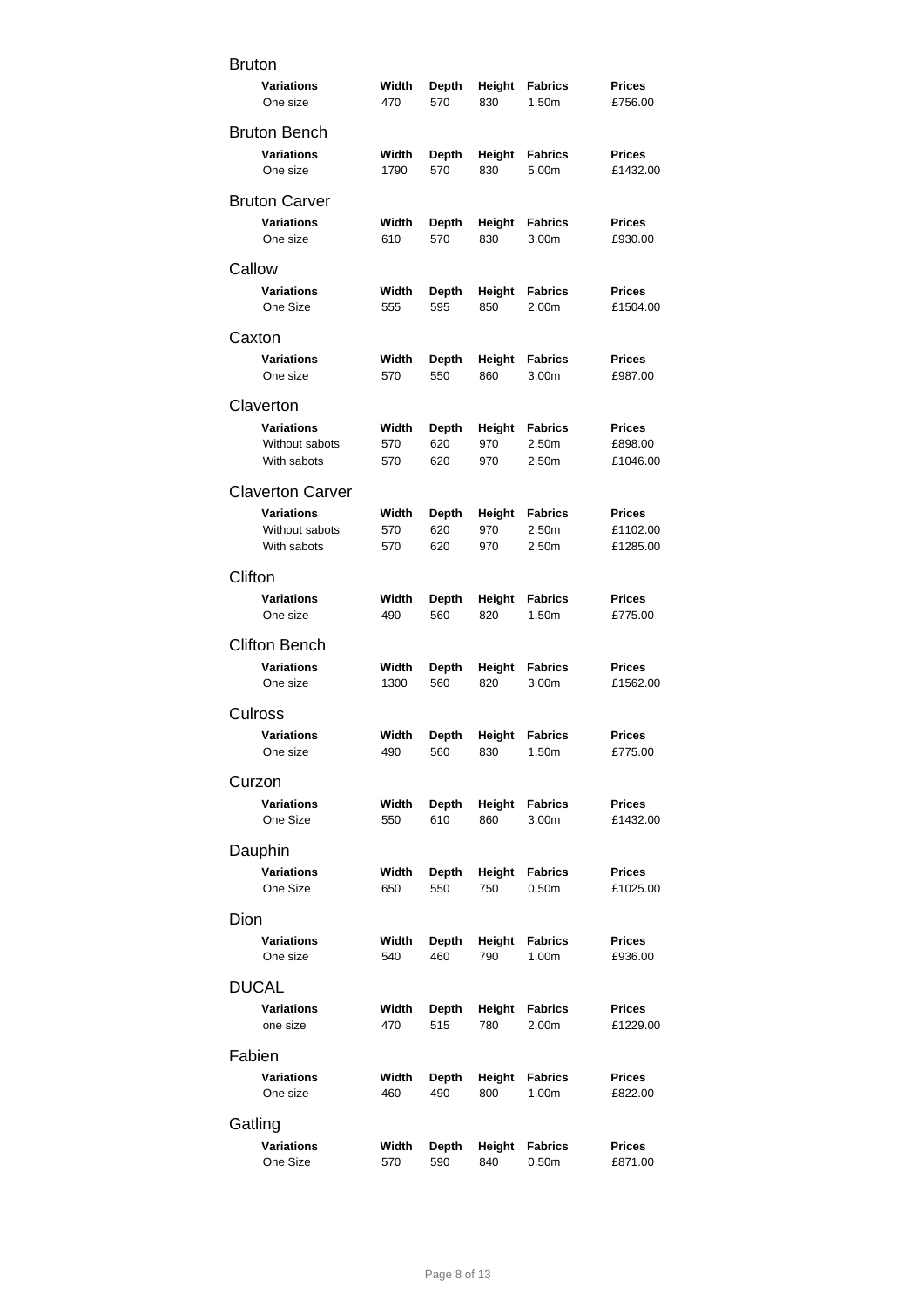## Bruton

| Variations | Width | Depth | Height | Fabrics | Prices |
|---|---|---|---|---|---|
| One size | 470 | 570 | 830 | 1.50m | £756.00 |

## Bruton Bench

| Variations | Width | Depth | Height | Fabrics | Prices |
|---|---|---|---|---|---|
| One size | 1790 | 570 | 830 | 5.00m | £1432.00 |

## Bruton Carver

| Variations | Width | Depth | Height | Fabrics | Prices |
|---|---|---|---|---|---|
| One size | 610 | 570 | 830 | 3.00m | £930.00 |

## Callow

| Variations | Width | Depth | Height | Fabrics | Prices |
|---|---|---|---|---|---|
| One Size | 555 | 595 | 850 | 2.00m | £1504.00 |

## Caxton

| Variations | Width | Depth | Height | Fabrics | Prices |
|---|---|---|---|---|---|
| One size | 570 | 550 | 860 | 3.00m | £987.00 |

## Claverton

| Variations | Width | Depth | Height | Fabrics | Prices |
|---|---|---|---|---|---|
| Without sabots | 570 | 620 | 970 | 2.50m | £898.00 |
| With sabots | 570 | 620 | 970 | 2.50m | £1046.00 |

## Claverton Carver

| Variations | Width | Depth | Height | Fabrics | Prices |
|---|---|---|---|---|---|
| Without sabots | 570 | 620 | 970 | 2.50m | £1102.00 |
| With sabots | 570 | 620 | 970 | 2.50m | £1285.00 |

## Clifton

| Variations | Width | Depth | Height | Fabrics | Prices |
|---|---|---|---|---|---|
| One size | 490 | 560 | 820 | 1.50m | £775.00 |

## Clifton Bench

| Variations | Width | Depth | Height | Fabrics | Prices |
|---|---|---|---|---|---|
| One size | 1300 | 560 | 820 | 3.00m | £1562.00 |

## Culross

| Variations | Width | Depth | Height | Fabrics | Prices |
|---|---|---|---|---|---|
| One size | 490 | 560 | 830 | 1.50m | £775.00 |

## Curzon

| Variations | Width | Depth | Height | Fabrics | Prices |
|---|---|---|---|---|---|
| One Size | 550 | 610 | 860 | 3.00m | £1432.00 |

## Dauphin

| Variations | Width | Depth | Height | Fabrics | Prices |
|---|---|---|---|---|---|
| One Size | 650 | 550 | 750 | 0.50m | £1025.00 |

## Dion

| Variations | Width | Depth | Height | Fabrics | Prices |
|---|---|---|---|---|---|
| One size | 540 | 460 | 790 | 1.00m | £936.00 |

## DUCAL

| Variations | Width | Depth | Height | Fabrics | Prices |
|---|---|---|---|---|---|
| one size | 470 | 515 | 780 | 2.00m | £1229.00 |

## Fabien

| Variations | Width | Depth | Height | Fabrics | Prices |
|---|---|---|---|---|---|
| One size | 460 | 490 | 800 | 1.00m | £822.00 |

## Gatling

| Variations | Width | Depth | Height | Fabrics | Prices |
|---|---|---|---|---|---|
| One Size | 570 | 590 | 840 | 0.50m | £871.00 |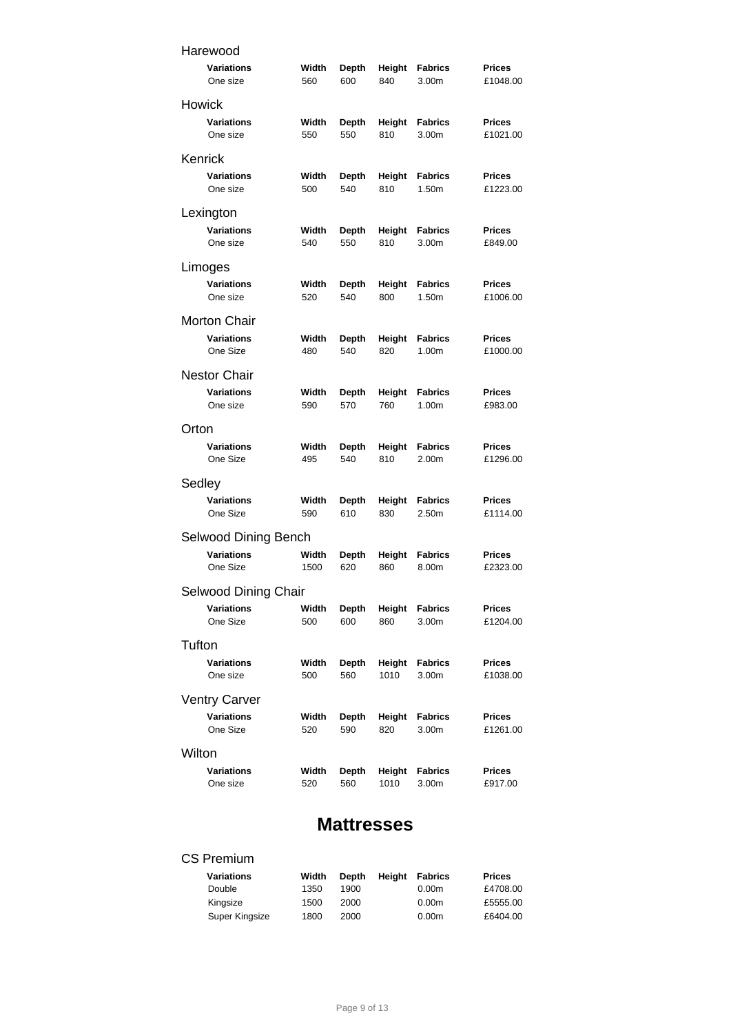## Harewood

| Variations | Width | Depth | Height | Fabrics | Prices |
| --- | --- | --- | --- | --- | --- |
| One size | 560 | 600 | 840 | 3.00m | £1048.00 |

## Howick

| Variations | Width | Depth | Height | Fabrics | Prices |
| --- | --- | --- | --- | --- | --- |
| One size | 550 | 550 | 810 | 3.00m | £1021.00 |

## Kenrick

| Variations | Width | Depth | Height | Fabrics | Prices |
| --- | --- | --- | --- | --- | --- |
| One size | 500 | 540 | 810 | 1.50m | £1223.00 |

## Lexington

| Variations | Width | Depth | Height | Fabrics | Prices |
| --- | --- | --- | --- | --- | --- |
| One size | 540 | 550 | 810 | 3.00m | £849.00 |

## Limoges

| Variations | Width | Depth | Height | Fabrics | Prices |
| --- | --- | --- | --- | --- | --- |
| One size | 520 | 540 | 800 | 1.50m | £1006.00 |

## Morton Chair

| Variations | Width | Depth | Height | Fabrics | Prices |
| --- | --- | --- | --- | --- | --- |
| One Size | 480 | 540 | 820 | 1.00m | £1000.00 |

## Nestor Chair

| Variations | Width | Depth | Height | Fabrics | Prices |
| --- | --- | --- | --- | --- | --- |
| One size | 590 | 570 | 760 | 1.00m | £983.00 |

## Orton

| Variations | Width | Depth | Height | Fabrics | Prices |
| --- | --- | --- | --- | --- | --- |
| One Size | 495 | 540 | 810 | 2.00m | £1296.00 |

## Sedley

| Variations | Width | Depth | Height | Fabrics | Prices |
| --- | --- | --- | --- | --- | --- |
| One Size | 590 | 610 | 830 | 2.50m | £1114.00 |

## Selwood Dining Bench

| Variations | Width | Depth | Height | Fabrics | Prices |
| --- | --- | --- | --- | --- | --- |
| One Size | 1500 | 620 | 860 | 8.00m | £2323.00 |

## Selwood Dining Chair

| Variations | Width | Depth | Height | Fabrics | Prices |
| --- | --- | --- | --- | --- | --- |
| One Size | 500 | 600 | 860 | 3.00m | £1204.00 |

## Tufton

| Variations | Width | Depth | Height | Fabrics | Prices |
| --- | --- | --- | --- | --- | --- |
| One size | 500 | 560 | 1010 | 3.00m | £1038.00 |

## Ventry Carver

| Variations | Width | Depth | Height | Fabrics | Prices |
| --- | --- | --- | --- | --- | --- |
| One Size | 520 | 590 | 820 | 3.00m | £1261.00 |

## Wilton

| Variations | Width | Depth | Height | Fabrics | Prices |
| --- | --- | --- | --- | --- | --- |
| One size | 520 | 560 | 1010 | 3.00m | £917.00 |

# Mattresses

## CS Premium

| Variations | Width | Depth | Height | Fabrics | Prices |
| --- | --- | --- | --- | --- | --- |
| Double | 1350 | 1900 | | 0.00m | £4708.00 |
| Kingsize | 1500 | 2000 | | 0.00m | £5555.00 |
| Super Kingsize | 1800 | 2000 | | 0.00m | £6404.00 |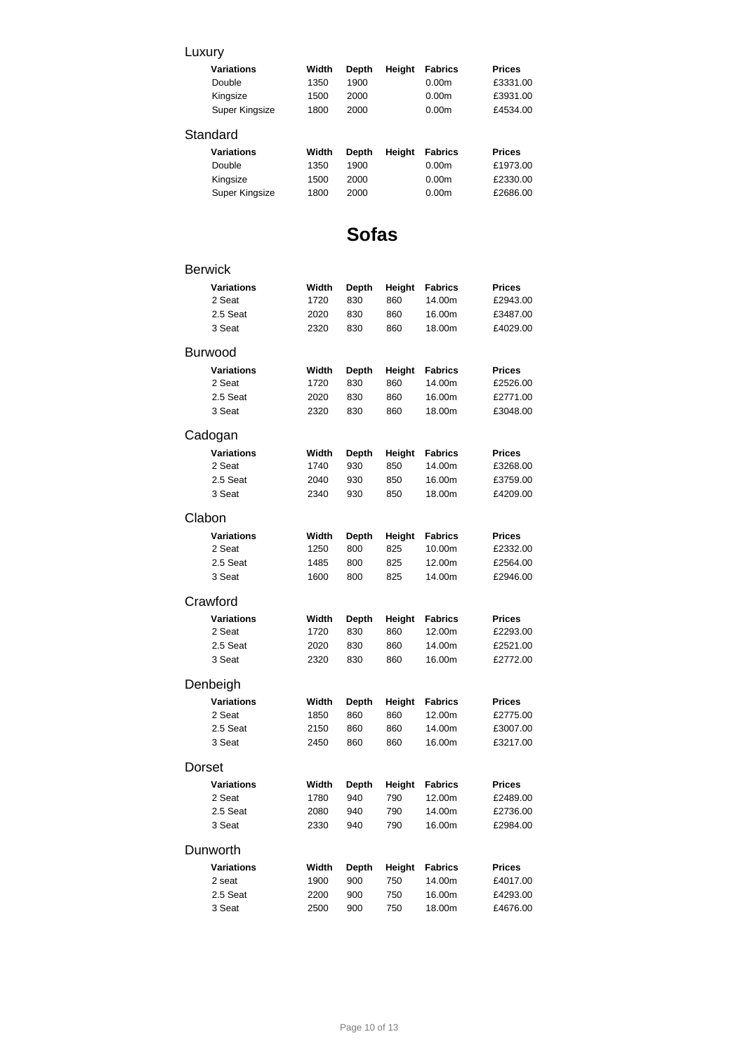### Luxury

| Variations | Width | Depth | Height | Fabrics | Prices |
|---|---|---|---|---|---|
| Double | 1350 | 1900 | | 0.00m | £3331.00 |
| Kingsize | 1500 | 2000 | | 0.00m | £3931.00 |
| Super Kingsize | 1800 | 2000 | | 0.00m | £4534.00 |

### Standard

| Variations | Width | Depth | Height | Fabrics | Prices |
|---|---|---|---|---|---|
| Double | 1350 | 1900 | | 0.00m | £1973.00 |
| Kingsize | 1500 | 2000 | | 0.00m | £2330.00 |
| Super Kingsize | 1800 | 2000 | | 0.00m | £2686.00 |

# Sofas

### Berwick

| Variations | Width | Depth | Height | Fabrics | Prices |
|---|---|---|---|---|---|
| 2 Seat | 1720 | 830 | 860 | 14.00m | £2943.00 |
| 2.5 Seat | 2020 | 830 | 860 | 16.00m | £3487.00 |
| 3 Seat | 2320 | 830 | 860 | 18.00m | £4029.00 |

### Burwood

| Variations | Width | Depth | Height | Fabrics | Prices |
|---|---|---|---|---|---|
| 2 Seat | 1720 | 830 | 860 | 14.00m | £2526.00 |
| 2.5 Seat | 2020 | 830 | 860 | 16.00m | £2771.00 |
| 3 Seat | 2320 | 830 | 860 | 18.00m | £3048.00 |

### Cadogan

| Variations | Width | Depth | Height | Fabrics | Prices |
|---|---|---|---|---|---|
| 2 Seat | 1740 | 930 | 850 | 14.00m | £3268.00 |
| 2.5 Seat | 2040 | 930 | 850 | 16.00m | £3759.00 |
| 3 Seat | 2340 | 930 | 850 | 18.00m | £4209.00 |

### Clabon

| Variations | Width | Depth | Height | Fabrics | Prices |
|---|---|---|---|---|---|
| 2 Seat | 1250 | 800 | 825 | 10.00m | £2332.00 |
| 2.5 Seat | 1485 | 800 | 825 | 12.00m | £2564.00 |
| 3 Seat | 1600 | 800 | 825 | 14.00m | £2946.00 |

### Crawford

| Variations | Width | Depth | Height | Fabrics | Prices |
|---|---|---|---|---|---|
| 2 Seat | 1720 | 830 | 860 | 12.00m | £2293.00 |
| 2.5 Seat | 2020 | 830 | 860 | 14.00m | £2521.00 |
| 3 Seat | 2320 | 830 | 860 | 16.00m | £2772.00 |

### Denbeigh

| Variations | Width | Depth | Height | Fabrics | Prices |
|---|---|---|---|---|---|
| 2 Seat | 1850 | 860 | 860 | 12.00m | £2775.00 |
| 2.5 Seat | 2150 | 860 | 860 | 14.00m | £3007.00 |
| 3 Seat | 2450 | 860 | 860 | 16.00m | £3217.00 |

### Dorset

| Variations | Width | Depth | Height | Fabrics | Prices |
|---|---|---|---|---|---|
| 2 Seat | 1780 | 940 | 790 | 12.00m | £2489.00 |
| 2.5 Seat | 2080 | 940 | 790 | 14.00m | £2736.00 |
| 3 Seat | 2330 | 940 | 790 | 16.00m | £2984.00 |

### Dunworth

| Variations | Width | Depth | Height | Fabrics | Prices |
|---|---|---|---|---|---|
| 2 seat | 1900 | 900 | 750 | 14.00m | £4017.00 |
| 2.5 Seat | 2200 | 900 | 750 | 16.00m | £4293.00 |
| 3 Seat | 2500 | 900 | 750 | 18.00m | £4676.00 |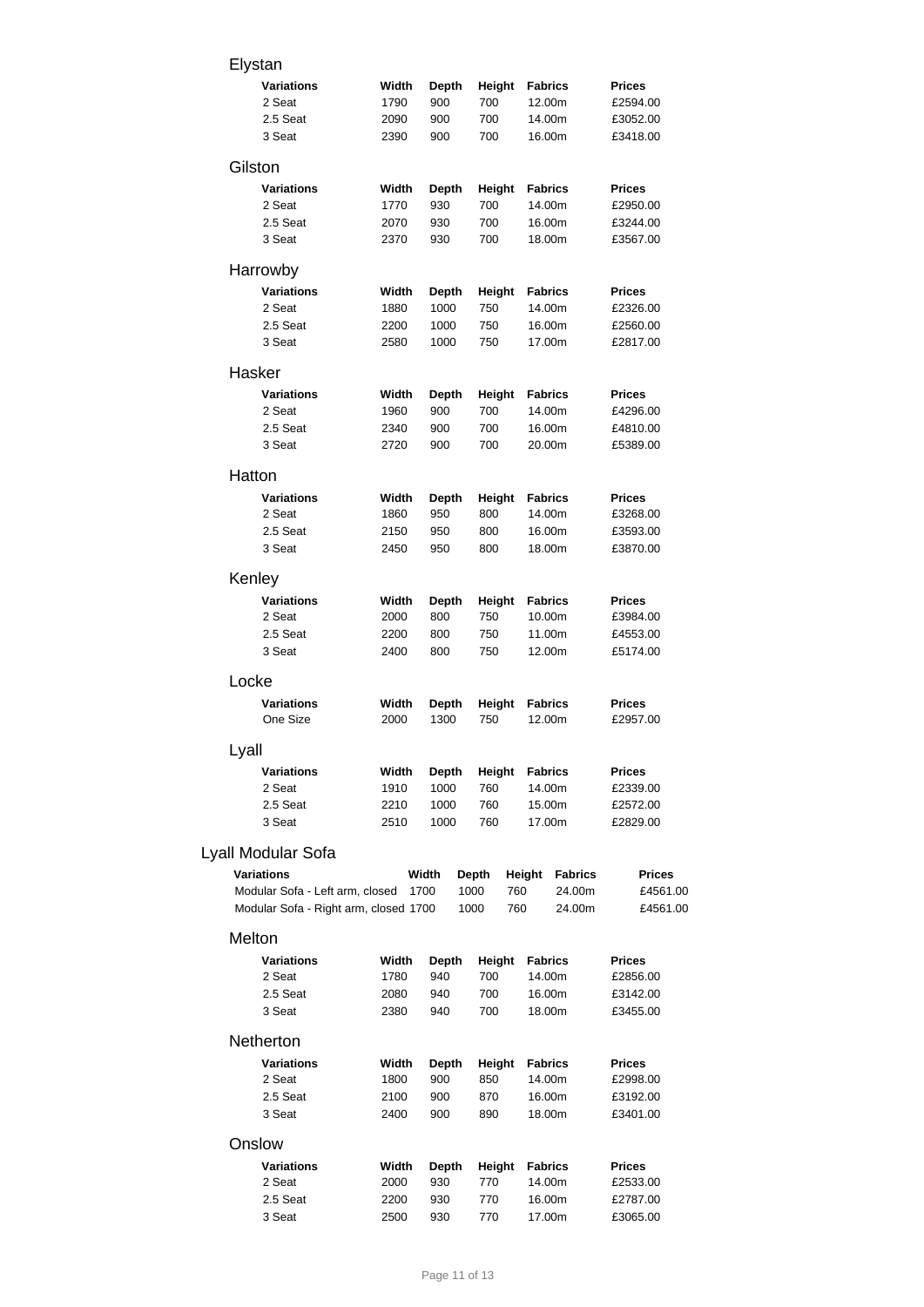## Elystan

| Variations | Width | Depth | Height | Fabrics | Prices |
|---|---|---|---|---|---|
| 2 Seat | 1790 | 900 | 700 | 12.00m | £2594.00 |
| 2.5 Seat | 2090 | 900 | 700 | 14.00m | £3052.00 |
| 3 Seat | 2390 | 900 | 700 | 16.00m | £3418.00 |

## Gilston

| Variations | Width | Depth | Height | Fabrics | Prices |
|---|---|---|---|---|---|
| 2 Seat | 1770 | 930 | 700 | 14.00m | £2950.00 |
| 2.5 Seat | 2070 | 930 | 700 | 16.00m | £3244.00 |
| 3 Seat | 2370 | 930 | 700 | 18.00m | £3567.00 |

## Harrowby

| Variations | Width | Depth | Height | Fabrics | Prices |
|---|---|---|---|---|---|
| 2 Seat | 1880 | 1000 | 750 | 14.00m | £2326.00 |
| 2.5 Seat | 2200 | 1000 | 750 | 16.00m | £2560.00 |
| 3 Seat | 2580 | 1000 | 750 | 17.00m | £2817.00 |

## Hasker

| Variations | Width | Depth | Height | Fabrics | Prices |
|---|---|---|---|---|---|
| 2 Seat | 1960 | 900 | 700 | 14.00m | £4296.00 |
| 2.5 Seat | 2340 | 900 | 700 | 16.00m | £4810.00 |
| 3 Seat | 2720 | 900 | 700 | 20.00m | £5389.00 |

## Hatton

| Variations | Width | Depth | Height | Fabrics | Prices |
|---|---|---|---|---|---|
| 2 Seat | 1860 | 950 | 800 | 14.00m | £3268.00 |
| 2.5 Seat | 2150 | 950 | 800 | 16.00m | £3593.00 |
| 3 Seat | 2450 | 950 | 800 | 18.00m | £3870.00 |

## Kenley

| Variations | Width | Depth | Height | Fabrics | Prices |
|---|---|---|---|---|---|
| 2 Seat | 2000 | 800 | 750 | 10.00m | £3984.00 |
| 2.5 Seat | 2200 | 800 | 750 | 11.00m | £4553.00 |
| 3 Seat | 2400 | 800 | 750 | 12.00m | £5174.00 |

## Locke

| Variations | Width | Depth | Height | Fabrics | Prices |
|---|---|---|---|---|---|
| One Size | 2000 | 1300 | 750 | 12.00m | £2957.00 |

## Lyall

| Variations | Width | Depth | Height | Fabrics | Prices |
|---|---|---|---|---|---|
| 2 Seat | 1910 | 1000 | 760 | 14.00m | £2339.00 |
| 2.5 Seat | 2210 | 1000 | 760 | 15.00m | £2572.00 |
| 3 Seat | 2510 | 1000 | 760 | 17.00m | £2829.00 |

## Lyall Modular Sofa

| Variations | Width | Depth | Height | Fabrics | Prices |
|---|---|---|---|---|---|
| Modular Sofa - Left arm, closed | 1700 | 1000 | 760 | 24.00m | £4561.00 |
| Modular Sofa - Right arm, closed | 1700 | 1000 | 760 | 24.00m | £4561.00 |

## Melton

| Variations | Width | Depth | Height | Fabrics | Prices |
|---|---|---|---|---|---|
| 2 Seat | 1780 | 940 | 700 | 14.00m | £2856.00 |
| 2.5 Seat | 2080 | 940 | 700 | 16.00m | £3142.00 |
| 3 Seat | 2380 | 940 | 700 | 18.00m | £3455.00 |

## Netherton

| Variations | Width | Depth | Height | Fabrics | Prices |
|---|---|---|---|---|---|
| 2 Seat | 1800 | 900 | 850 | 14.00m | £2998.00 |
| 2.5 Seat | 2100 | 900 | 870 | 16.00m | £3192.00 |
| 3 Seat | 2400 | 900 | 890 | 18.00m | £3401.00 |

## Onslow

| Variations | Width | Depth | Height | Fabrics | Prices |
|---|---|---|---|---|---|
| 2 Seat | 2000 | 930 | 770 | 14.00m | £2533.00 |
| 2.5 Seat | 2200 | 930 | 770 | 16.00m | £2787.00 |
| 3 Seat | 2500 | 930 | 770 | 17.00m | £3065.00 |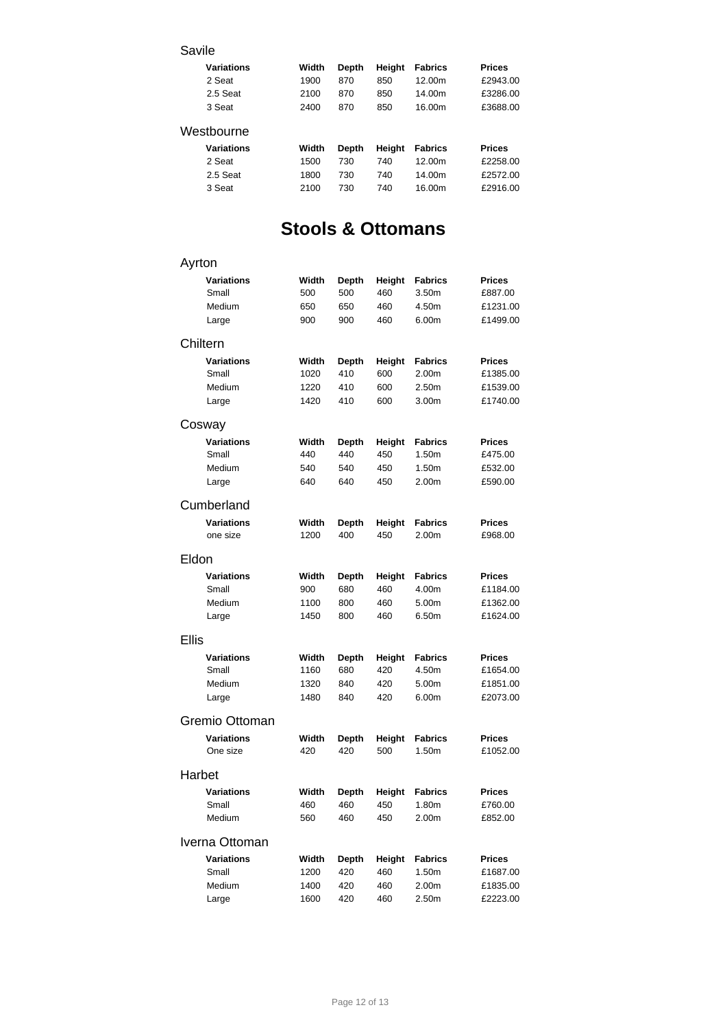### Savile

| Variations | Width | Depth | Height | Fabrics | Prices |
|---|---|---|---|---|---|
| 2 Seat | 1900 | 870 | 850 | 12.00m | £2943.00 |
| 2.5 Seat | 2100 | 870 | 850 | 14.00m | £3286.00 |
| 3 Seat | 2400 | 870 | 850 | 16.00m | £3688.00 |

### Westbourne

| Variations | Width | Depth | Height | Fabrics | Prices |
|---|---|---|---|---|---|
| 2 Seat | 1500 | 730 | 740 | 12.00m | £2258.00 |
| 2.5 Seat | 1800 | 730 | 740 | 14.00m | £2572.00 |
| 3 Seat | 2100 | 730 | 740 | 16.00m | £2916.00 |

# Stools & Ottomans

### Ayrton

| Variations | Width | Depth | Height | Fabrics | Prices |
|---|---|---|---|---|---|
| Small | 500 | 500 | 460 | 3.50m | £887.00 |
| Medium | 650 | 650 | 460 | 4.50m | £1231.00 |
| Large | 900 | 900 | 460 | 6.00m | £1499.00 |

### Chiltern

| Variations | Width | Depth | Height | Fabrics | Prices |
|---|---|---|---|---|---|
| Small | 1020 | 410 | 600 | 2.00m | £1385.00 |
| Medium | 1220 | 410 | 600 | 2.50m | £1539.00 |
| Large | 1420 | 410 | 600 | 3.00m | £1740.00 |

### Cosway

| Variations | Width | Depth | Height | Fabrics | Prices |
|---|---|---|---|---|---|
| Small | 440 | 440 | 450 | 1.50m | £475.00 |
| Medium | 540 | 540 | 450 | 1.50m | £532.00 |
| Large | 640 | 640 | 450 | 2.00m | £590.00 |

### Cumberland

| Variations | Width | Depth | Height | Fabrics | Prices |
|---|---|---|---|---|---|
| one size | 1200 | 400 | 450 | 2.00m | £968.00 |

### Eldon

| Variations | Width | Depth | Height | Fabrics | Prices |
|---|---|---|---|---|---|
| Small | 900 | 680 | 460 | 4.00m | £1184.00 |
| Medium | 1100 | 800 | 460 | 5.00m | £1362.00 |
| Large | 1450 | 800 | 460 | 6.50m | £1624.00 |

### Ellis

| Variations | Width | Depth | Height | Fabrics | Prices |
|---|---|---|---|---|---|
| Small | 1160 | 680 | 420 | 4.50m | £1654.00 |
| Medium | 1320 | 840 | 420 | 5.00m | £1851.00 |
| Large | 1480 | 840 | 420 | 6.00m | £2073.00 |

### Gremio Ottoman

| Variations | Width | Depth | Height | Fabrics | Prices |
|---|---|---|---|---|---|
| One size | 420 | 420 | 500 | 1.50m | £1052.00 |

### Harbet

| Variations | Width | Depth | Height | Fabrics | Prices |
|---|---|---|---|---|---|
| Small | 460 | 460 | 450 | 1.80m | £760.00 |
| Medium | 560 | 460 | 450 | 2.00m | £852.00 |

### Iverna Ottoman

| Variations | Width | Depth | Height | Fabrics | Prices |
|---|---|---|---|---|---|
| Small | 1200 | 420 | 460 | 1.50m | £1687.00 |
| Medium | 1400 | 420 | 460 | 2.00m | £1835.00 |
| Large | 1600 | 420 | 460 | 2.50m | £2223.00 |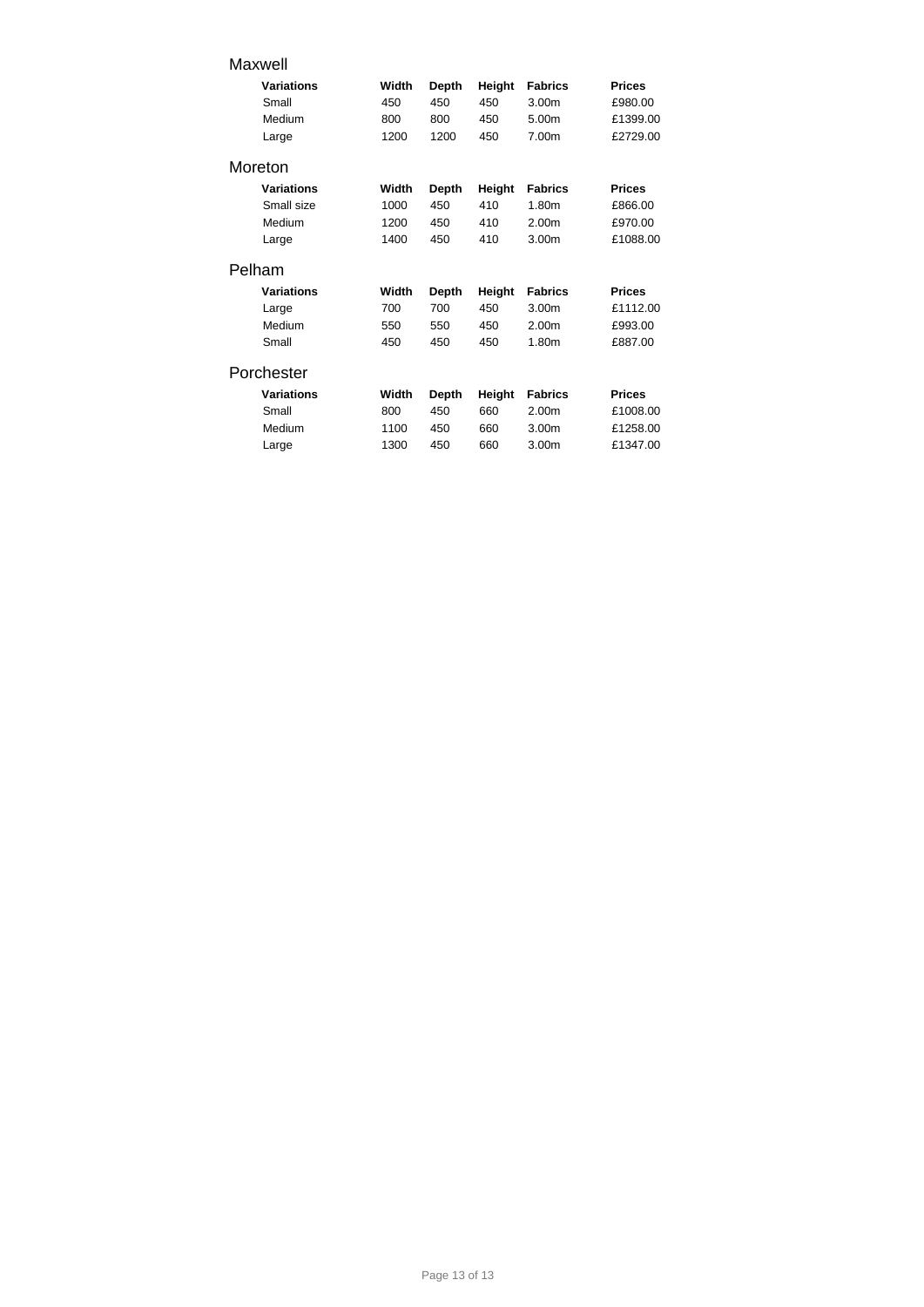## Maxwell

| Variations | Width | Depth | Height | Fabrics | Prices |
|---|---|---|---|---|---|
| Small | 450 | 450 | 450 | 3.00m | £980.00 |
| Medium | 800 | 800 | 450 | 5.00m | £1399.00 |
| Large | 1200 | 1200 | 450 | 7.00m | £2729.00 |

## Moreton

| Variations | Width | Depth | Height | Fabrics | Prices |
|---|---|---|---|---|---|
| Small size | 1000 | 450 | 410 | 1.80m | £866.00 |
| Medium | 1200 | 450 | 410 | 2.00m | £970.00 |
| Large | 1400 | 450 | 410 | 3.00m | £1088.00 |

## Pelham

| Variations | Width | Depth | Height | Fabrics | Prices |
|---|---|---|---|---|---|
| Large | 700 | 700 | 450 | 3.00m | £1112.00 |
| Medium | 550 | 550 | 450 | 2.00m | £993.00 |
| Small | 450 | 450 | 450 | 1.80m | £887.00 |

## Porchester

| Variations | Width | Depth | Height | Fabrics | Prices |
|---|---|---|---|---|---|
| Small | 800 | 450 | 660 | 2.00m | £1008.00 |
| Medium | 1100 | 450 | 660 | 3.00m | £1258.00 |
| Large | 1300 | 450 | 660 | 3.00m | £1347.00 |